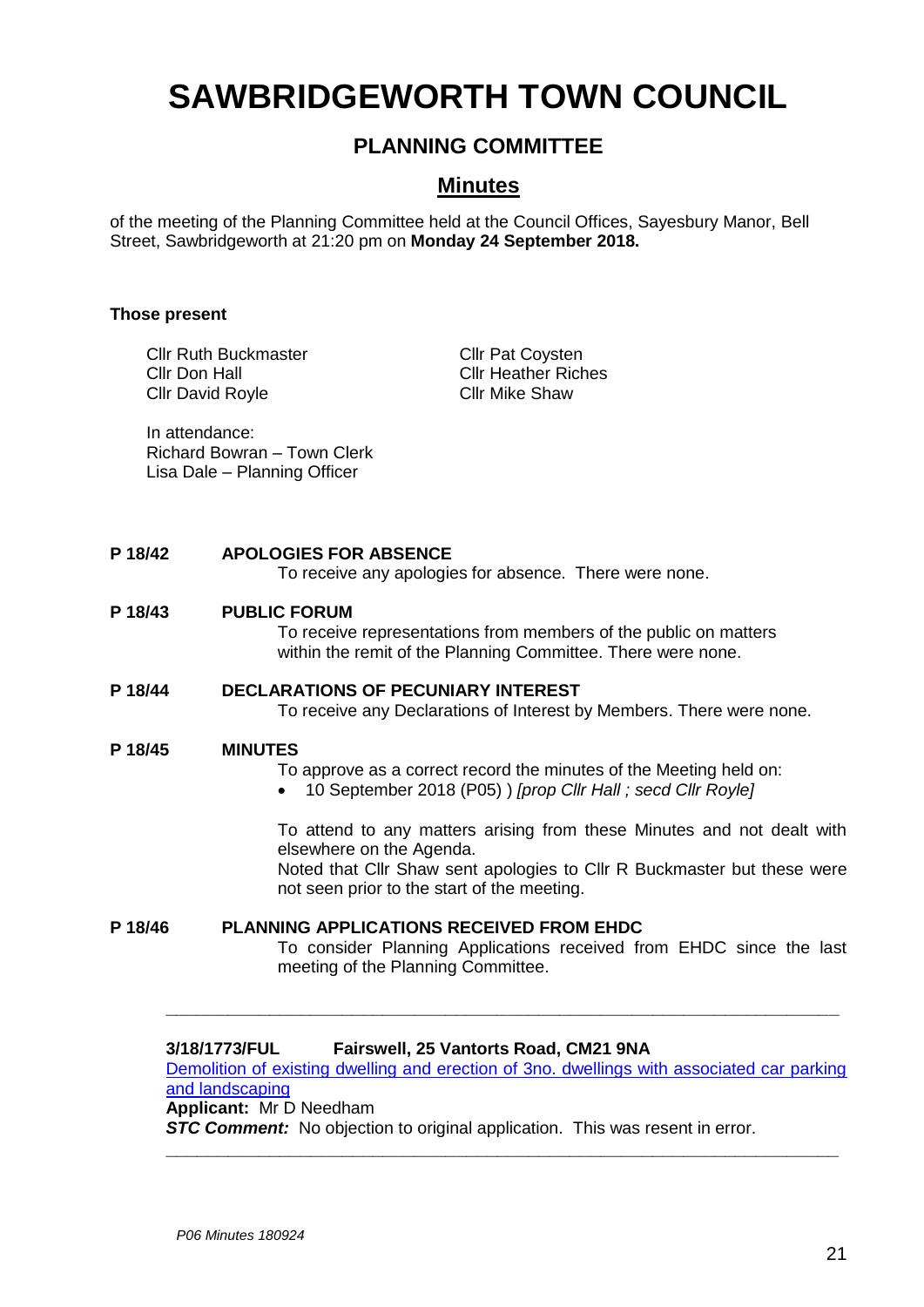# SAWBRIDGEWORTH TOWN COUNCIL

## PLANNING COMMITTEE

## Minutes

of the meeting of the Planning Committee held at the Council Offices, Sayesbury Manor, Bell Street, Sawbridgeworth at 21:20 pm on **Monday 24 September 2018.**

**Those present**

Cllr Ruth Buckmaster
Cllr Don Hall
Cllr David Royle
Cllr Pat Coysten
Cllr Heather Riches
Cllr Mike Shaw

In attendance:
Richard Bowran – Town Clerk
Lisa Dale – Planning Officer

**P 18/42 APOLOGIES FOR ABSENCE**

To receive any apologies for absence. There were none.

**P 18/43 PUBLIC FORUM**

To receive representations from members of the public on matters within the remit of the Planning Committee. There were none.

**P 18/44 DECLARATIONS OF PECUNIARY INTEREST**

To receive any Declarations of Interest by Members. There were none.

**P 18/45 MINUTES**

To approve as a correct record the minutes of the Meeting held on:

- 10 September 2018 (P05) ) *[prop Cllr Hall ; secd Cllr Royle]*

To attend to any matters arising from these Minutes and not dealt with elsewhere on the Agenda.
Noted that Cllr Shaw sent apologies to Cllr R Buckmaster but these were not seen prior to the start of the meeting.

**P 18/46 PLANNING APPLICATIONS RECEIVED FROM EHDC**

To consider Planning Applications received from EHDC since the last meeting of the Planning Committee.

---

**3/18/1773/FUL Fairswell, 25 Vantorts Road, CM21 9NA**
Demolition of existing dwelling and erection of 3no. dwellings with associated car parking and landscaping
**Applicant:** Mr D Needham
***STC Comment:*** No objection to original application. This was resent in error.

---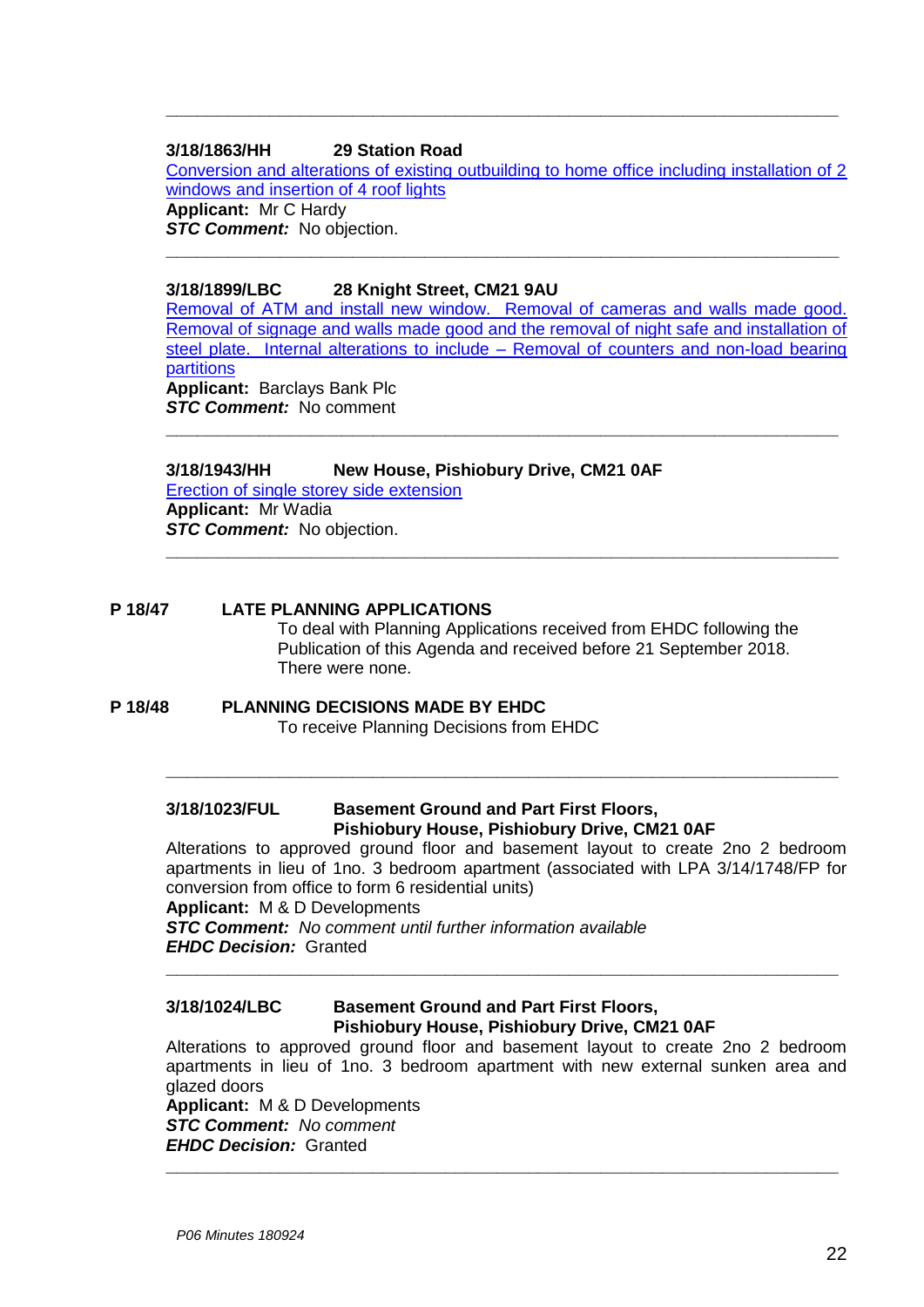---

**3/18/1863/HH 29 Station Road**

Conversion and alterations of existing outbuilding to home office including installation of 2 windows and insertion of 4 roof lights

**Applicant:** Mr C Hardy

***STC Comment:*** No objection.

---

**3/18/1899/LBC 28 Knight Street, CM21 9AU**

Removal of ATM and install new window. Removal of cameras and walls made good. Removal of signage and walls made good and the removal of night safe and installation of steel plate. Internal alterations to include – Removal of counters and non-load bearing partitions

**Applicant:** Barclays Bank Plc

***STC Comment:*** No comment

---

**3/18/1943/HH New House, Pishiobury Drive, CM21 0AF**

Erection of single storey side extension

**Applicant:** Mr Wadia

***STC Comment:*** No objection.

---

**P 18/47 LATE PLANNING APPLICATIONS**

To deal with Planning Applications received from EHDC following the Publication of this Agenda and received before 21 September 2018.
There were none.

**P 18/48 PLANNING DECISIONS MADE BY EHDC**

To receive Planning Decisions from EHDC

---

**3/18/1023/FUL Basement Ground and Part First Floors, Pishiobury House, Pishiobury Drive, CM21 0AF**

Alterations to approved ground floor and basement layout to create 2no 2 bedroom apartments in lieu of 1no. 3 bedroom apartment (associated with LPA 3/14/1748/FP for conversion from office to form 6 residential units)

**Applicant:** M & D Developments

***STC Comment:*** *No comment until further information available*

***EHDC Decision:*** Granted

---

**3/18/1024/LBC Basement Ground and Part First Floors, Pishiobury House, Pishiobury Drive, CM21 0AF**

Alterations to approved ground floor and basement layout to create 2no 2 bedroom apartments in lieu of 1no. 3 bedroom apartment with new external sunken area and glazed doors

**Applicant:** M & D Developments

***STC Comment:*** *No comment*

***EHDC Decision:*** Granted

---

*P06 Minutes 180924*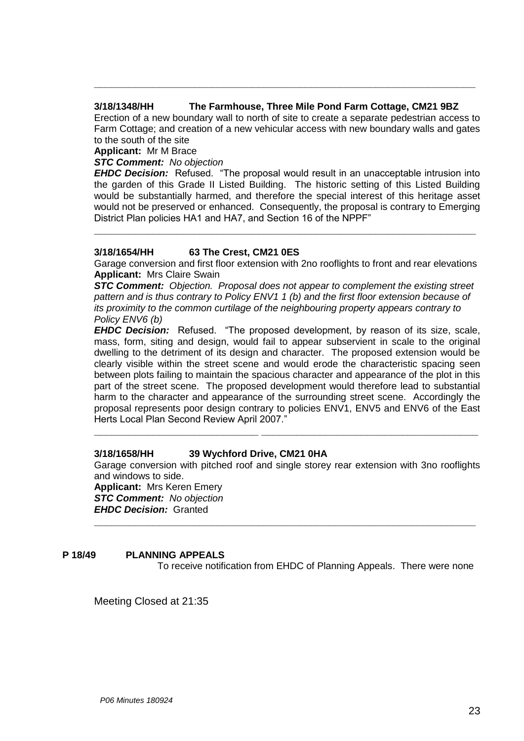---

**3/18/1348/HH The Farmhouse, Three Mile Pond Farm Cottage, CM21 9BZ**

Erection of a new boundary wall to north of site to create a separate pedestrian access to Farm Cottage; and creation of a new vehicular access with new boundary walls and gates to the south of the site

**Applicant:** Mr M Brace

***STC Comment:*** *No objection*

***EHDC Decision:*** Refused. "The proposal would result in an unacceptable intrusion into the garden of this Grade II Listed Building. The historic setting of this Listed Building would be substantially harmed, and therefore the special interest of this heritage asset would not be preserved or enhanced. Consequently, the proposal is contrary to Emerging District Plan policies HA1 and HA7, and Section 16 of the NPPF"

---

**3/18/1654/HH 63 The Crest, CM21 0ES**

Garage conversion and first floor extension with 2no rooflights to front and rear elevations

**Applicant:** Mrs Claire Swain

***STC Comment:*** *Objection. Proposal does not appear to complement the existing street pattern and is thus contrary to Policy ENV1 1 (b) and the first floor extension because of its proximity to the common curtilage of the neighbouring property appears contrary to Policy ENV6 (b)*

***EHDC Decision:*** Refused. "The proposed development, by reason of its size, scale, mass, form, siting and design, would fail to appear subservient in scale to the original dwelling to the detriment of its design and character. The proposed extension would be clearly visible within the street scene and would erode the characteristic spacing seen between plots failing to maintain the spacious character and appearance of the plot in this part of the street scene. The proposed development would therefore lead to substantial harm to the character and appearance of the surrounding street scene. Accordingly the proposal represents poor design contrary to policies ENV1, ENV5 and ENV6 of the East Herts Local Plan Second Review April 2007."

---

**3/18/1658/HH 39 Wychford Drive, CM21 0HA**

Garage conversion with pitched roof and single storey rear extension with 3no rooflights and windows to side.

**Applicant:** Mrs Keren Emery

***STC Comment:*** *No objection*

***EHDC Decision:*** Granted

---

**P 18/49 PLANNING APPEALS**

To receive notification from EHDC of Planning Appeals. There were none

Meeting Closed at 21:35

*P06 Minutes 180924*